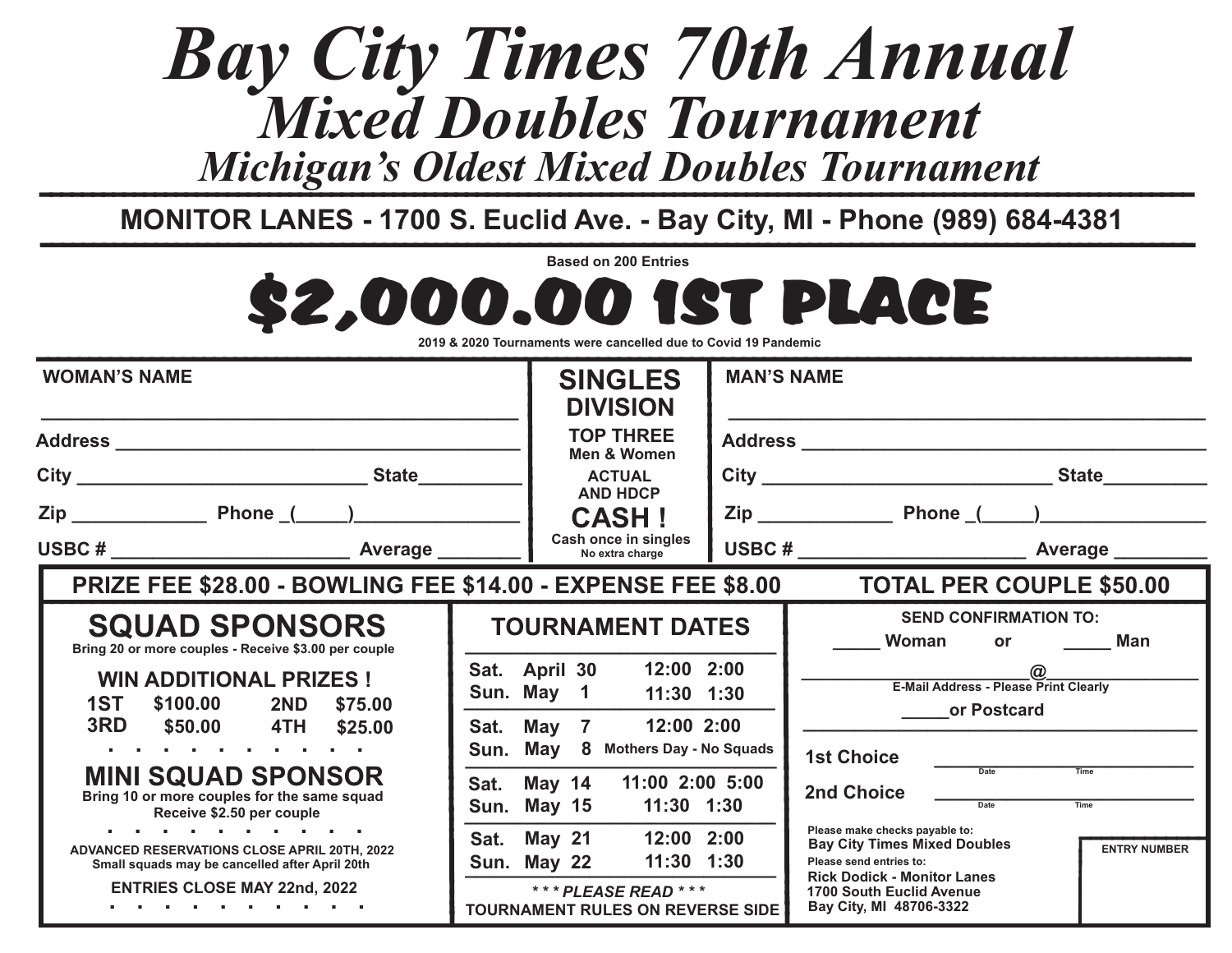# Bay City Times 70th Annual

## Mixed Doubles Tournament

### Michigan's Oldest Mixed Doubles Tournament

**MONITOR LANES - 1700 S. Euclid Ave. - Bay City, MI - Phone (989) 684-4381**

Based on 200 Entries

# $2,000.00 1ST PLACE

2019 & 2020 Tournaments were cancelled due to Covid 19 Pandemic

**WOMAN'S NAME**

______________________________________________

Address ______________________________________

City ___________________________ State_________

Zip ____________ Phone _(_____)_______________

USBC # ______________________ Average ________

**SINGLES DIVISION**

**TOP THREE**
Men & Women

**ACTUAL AND HDCP**

**CASH !**

Cash once in singles
No extra charge

**MAN'S NAME**

______________________________________________

Address ______________________________________

City ___________________________ State_________

Zip ____________ Phone _(_____)_______________

USBC # ______________________ Average ________

**PRIZE FEE $28.00 - BOWLING FEE $14.00 - EXPENSE FEE $8.00 TOTAL PER COUPLE $50.00**

## SQUAD SPONSORS

Bring 20 or more couples - Receive $3.00 per couple

**WIN ADDITIONAL PRIZES !**

| | | | |
|---|---|---|---|
| 1ST | $100.00 | 2ND | $75.00 |
| 3RD | $50.00 | 4TH | $25.00 |

## MINI SQUAD SPONSOR

Bring 10 or more couples for the same squad
Receive $2.50 per couple

ADVANCED RESERVATIONS CLOSE APRIL 20TH, 2022
Small squads may be cancelled after April 20th

ENTRIES CLOSE MAY 22nd, 2022

## TOURNAMENT DATES

| Date | Times |
|---|---|
| Sat. April 30 | 12:00 2:00 |
| Sun. May 1 | 11:30 1:30 |
| Sat. May 7 | 12:00 2:00 |
| Sun. May 8 | Mothers Day - No Squads |
| Sat. May 14 | 11:00 2:00 5:00 |
| Sun. May 15 | 11:30 1:30 |
| Sat. May 21 | 12:00 2:00 |
| Sun. May 22 | 11:30 1:30 |

*\* \* \* PLEASE READ \* \* \**
TOURNAMENT RULES ON REVERSE SIDE

**SEND CONFIRMATION TO:**

_____ Woman or _____ Man

______________________@______________
E-Mail Address - Please Print Clearly

_____or Postcard

______________________________________

1st Choice ______________________ (Date / Time)

2nd Choice ______________________ (Date / Time)

Please make checks payable to:
**Bay City Times Mixed Doubles**

Please send entries to:
**Rick Dodick - Monitor Lanes**
**1700 South Euclid Avenue**
**Bay City, MI 48706-3322**

ENTRY NUMBER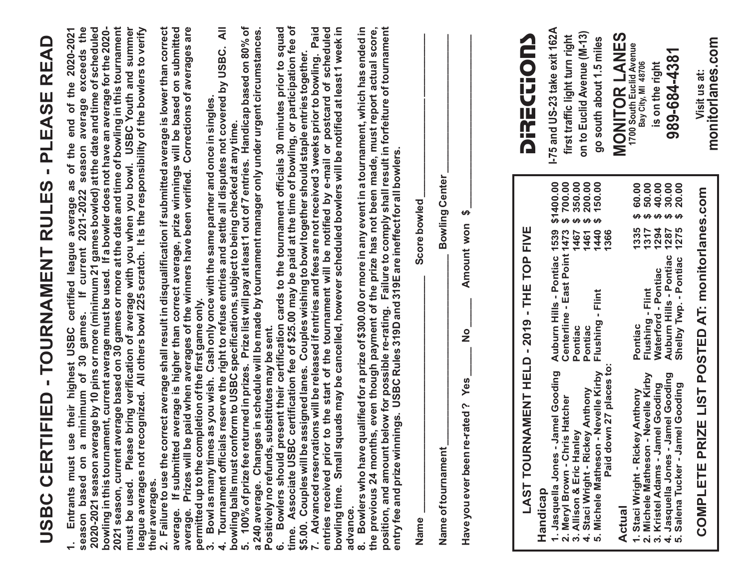# USBC CERTIFIED - TOURNAMENT RULES - PLEASE READ

1. Entrants must use their highest USBC certified league average as of the end of the 2020-2021 season based on a minimum of 30 games. If current 2021-2022 season average exceeds the 2020-2021 season average by 10 pins or more (minimum 21 games bowled) at the date and time of scheduled bowling in this tournament, current average must be used. If a bowler does not have an average for the 2020-2021 season, current average based on 30 games or more at the date and time of bowling in this tournament must be used. Please bring verification of average with you when you bowl. USBC Youth and summer league averages not recognized. All others bowl 225 scratch. It is the responsibility of the bowlers to verify their averages.

2. Failure to use the correct average shall result in disqualification if submitted average is lower than correct average. If submitted average is higher than correct average, prize winnings will be based on submitted average. Prizes will be paid when averages of the winners have been verified. Corrections of averages are permitted up to the completion of the first game only.

3. Bowl as many times as you wish. Cash only once with the same partner and once in singles.

4. Tournament officials reserve the right to refuse entries and settle all disputes not covered by USBC. All bowling balls must conform to USBC specifications, subject to being checked at any time.

5. 100% of prize fee returned in prizes. Prize list will pay at least 1 out of 7 entries. Handicap based on 80% of a 240 average. Changes in schedule will be made by tournament manager only under urgent circumstances. Positively no refunds, substitutes may be sent.

6. Bowlers should present their certification cards to the tournament officials 30 minutes prior to squad time. Associate USBC certification fee of $25.00 may be paid at the time of bowling, or participation fee of $5.00. Couples will be assigned lanes. Couples wishing to bowl together should staple entries together.

7. Advanced reservations will be released if entries and fees are not received 3 weeks prior to bowling. Paid entries received prior to the start of the tournament will be notified by e-mail or postcard of scheduled bowling time. Small squads may be cancelled, however scheduled bowlers will be notified at least 1 week in advance.

8. Bowlers who have qualified for a prize of $300.00 or more in any event in a tournament, which has ended in the previous 24 months, even though payment of the prize has not been made, must report actual score, position, and amount below for possible re-rating. Failure to comply shall result in forfeiture of tournament entry fee and prize winnings. USBC Rules 319D and 319E are ineffect for all bowlers.

Name ____________________ Score bowled ____________

Name of tournament ____________________ Bowling Center ____________

Have you ever been re-rated? Yes ____ No ____ Amount won $ ____________

## LAST TOURNAMENT HELD - 2019 - THE TOP FIVE

**Handicap**

| | | | |
|---|---|---|---|
| 1. Jasquella Jones - Jamel Gooding | Auburn Hills - Pontiac | 1539 | $1400.00 |
| 2. Meryl Brown - Chris Hatcher | Centerline - East Point | 1473 | $ 700.00 |
| 3. Allison & Eric Hanley | Pontiac | 1467 | $ 350.00 |
| 4. Staci Wright - Rickey Anthony | Pontiac | 1461 | $ 200.00 |
| 5. Michele Matheson - Nevelle Kirby | Flushing - Flint | 1440 | $ 150.00 |
| Paid down 27 places to: | | 1366 | |

**Actual**

| | | | |
|---|---|---|---|
| 1. Staci Wright - Rickey Anthony | Pontiac | 1335 | $ 60.00 |
| 2. Michele Matheson - Nevelle Kirby | Flushing - Flint | 1317 | $ 50.00 |
| 3. Kristel Adams - Jamel Gooding | Waterford - Pontiac | 1294 | $ 40.00 |
| 4. Jasquella Jones - Jamel Gooding | Auburn Hills - Pontiac | 1287 | $ 30.00 |
| 5. Salena Tucker - Jamel Gooding | Shelby Twp. - Pontiac | 1275 | $ 20.00 |

**COMPLETE PRIZE LIST POSTED AT: monitorlanes.com**

## DIRECTIONS

I-75 and US-23 take exit 162A first traffic light turn right on to Euclid Avenue (M-13) go south about 1.5 miles

**MONITOR LANES**
1700 South Euclid Avenue
Bay City, MI 48706
is on the right

**989-684-4381**

Visit us at:
**monitorlanes.com**